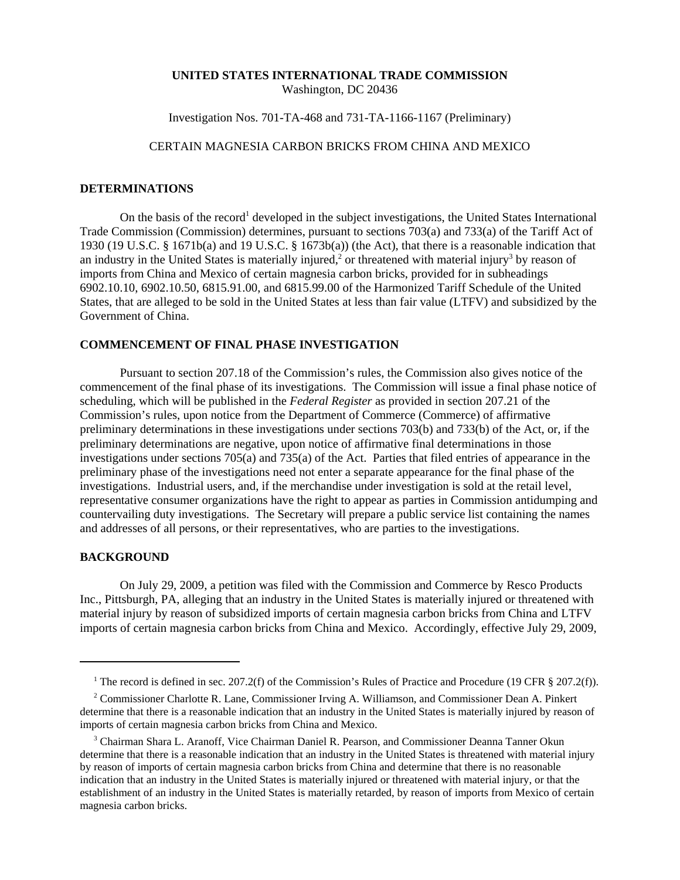**UNITED STATES INTERNATIONAL TRADE COMMISSION**
Washington, DC 20436

Investigation Nos. 701-TA-468 and 731-TA-1166-1167 (Preliminary)

CERTAIN MAGNESIA CARBON BRICKS FROM CHINA AND MEXICO

## DETERMINATIONS

On the basis of the record[1] developed in the subject investigations, the United States International Trade Commission (Commission) determines, pursuant to sections 703(a) and 733(a) of the Tariff Act of 1930 (19 U.S.C. § 1671b(a) and 19 U.S.C. § 1673b(a)) (the Act), that there is a reasonable indication that an industry in the United States is materially injured,[2] or threatened with material injury[3] by reason of imports from China and Mexico of certain magnesia carbon bricks, provided for in subheadings 6902.10.10, 6902.10.50, 6815.91.00, and 6815.99.00 of the Harmonized Tariff Schedule of the United States, that are alleged to be sold in the United States at less than fair value (LTFV) and subsidized by the Government of China.

## COMMENCEMENT OF FINAL PHASE INVESTIGATION

Pursuant to section 207.18 of the Commission's rules, the Commission also gives notice of the commencement of the final phase of its investigations. The Commission will issue a final phase notice of scheduling, which will be published in the *Federal Register* as provided in section 207.21 of the Commission's rules, upon notice from the Department of Commerce (Commerce) of affirmative preliminary determinations in these investigations under sections 703(b) and 733(b) of the Act, or, if the preliminary determinations are negative, upon notice of affirmative final determinations in those investigations under sections 705(a) and 735(a) of the Act. Parties that filed entries of appearance in the preliminary phase of the investigations need not enter a separate appearance for the final phase of the investigations. Industrial users, and, if the merchandise under investigation is sold at the retail level, representative consumer organizations have the right to appear as parties in Commission antidumping and countervailing duty investigations. The Secretary will prepare a public service list containing the names and addresses of all persons, or their representatives, who are parties to the investigations.

## BACKGROUND

On July 29, 2009, a petition was filed with the Commission and Commerce by Resco Products Inc., Pittsburgh, PA, alleging that an industry in the United States is materially injured or threatened with material injury by reason of subsidized imports of certain magnesia carbon bricks from China and LTFV imports of certain magnesia carbon bricks from China and Mexico. Accordingly, effective July 29, 2009,

---

[1] The record is defined in sec. 207.2(f) of the Commission's Rules of Practice and Procedure (19 CFR § 207.2(f)).

[2] Commissioner Charlotte R. Lane, Commissioner Irving A. Williamson, and Commissioner Dean A. Pinkert determine that there is a reasonable indication that an industry in the United States is materially injured by reason of imports of certain magnesia carbon bricks from China and Mexico.

[3] Chairman Shara L. Aranoff, Vice Chairman Daniel R. Pearson, and Commissioner Deanna Tanner Okun determine that there is a reasonable indication that an industry in the United States is threatened with material injury by reason of imports of certain magnesia carbon bricks from China and determine that there is no reasonable indication that an industry in the United States is materially injured or threatened with material injury, or that the establishment of an industry in the United States is materially retarded, by reason of imports from Mexico of certain magnesia carbon bricks.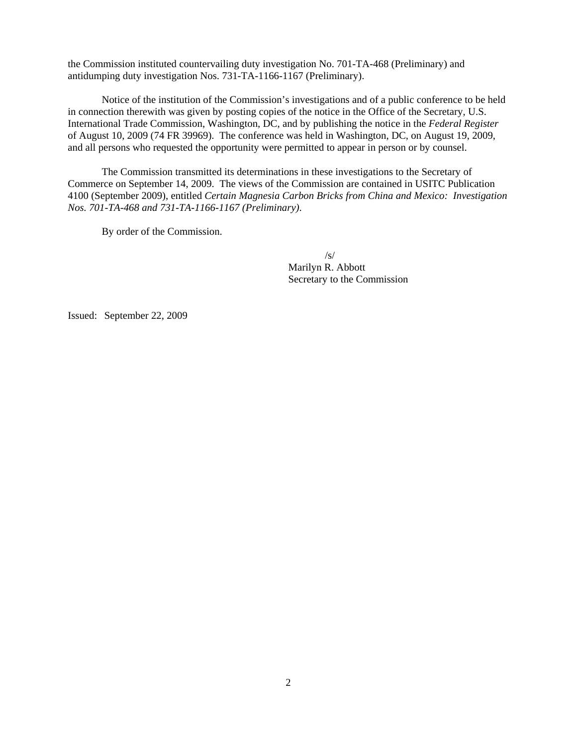the Commission instituted countervailing duty investigation No. 701-TA-468 (Preliminary) and antidumping duty investigation Nos. 731-TA-1166-1167 (Preliminary).

Notice of the institution of the Commission's investigations and of a public conference to be held in connection therewith was given by posting copies of the notice in the Office of the Secretary, U.S. International Trade Commission, Washington, DC, and by publishing the notice in the *Federal Register* of August 10, 2009 (74 FR 39969). The conference was held in Washington, DC, on August 19, 2009, and all persons who requested the opportunity were permitted to appear in person or by counsel.

The Commission transmitted its determinations in these investigations to the Secretary of Commerce on September 14, 2009. The views of the Commission are contained in USITC Publication 4100 (September 2009), entitled *Certain Magnesia Carbon Bricks from China and Mexico: Investigation Nos. 701-TA-468 and 731-TA-1166-1167 (Preliminary)*.

By order of the Commission.

/s/
Marilyn R. Abbott
Secretary to the Commission

Issued: September 22, 2009